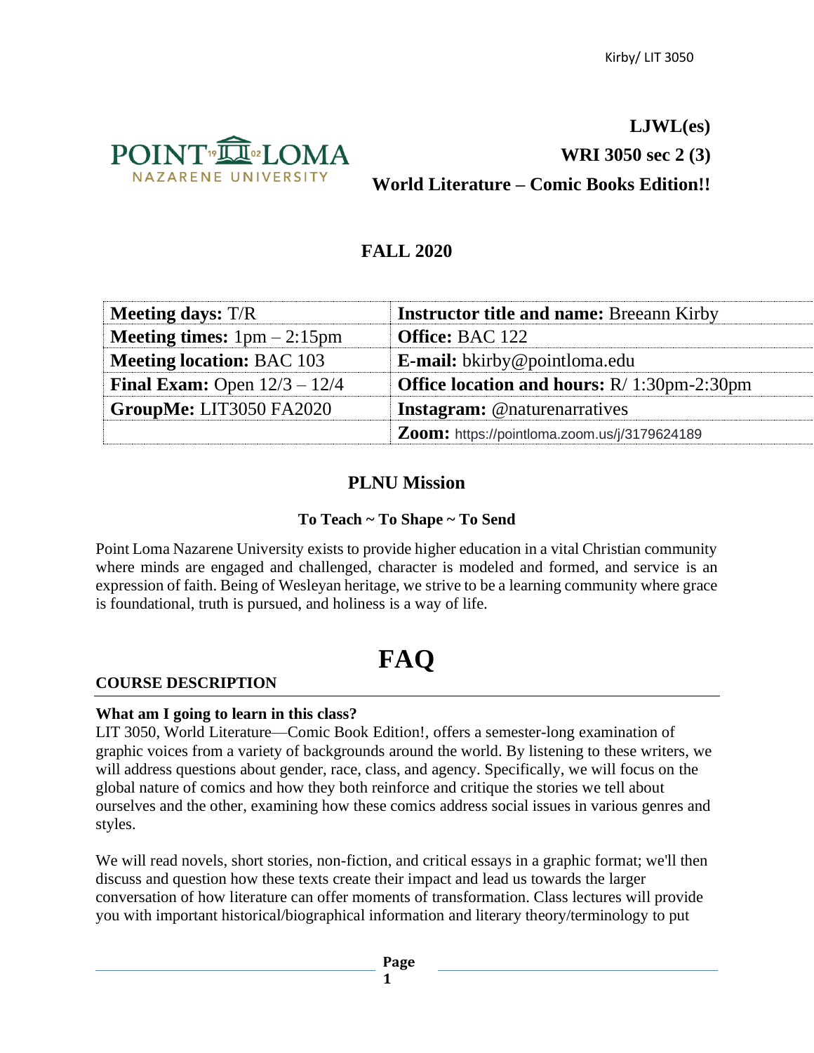**LJWL(es)**
**WRI 3050 sec 2 (3)**
**World Literature – Comic Books Edition!!**

## FALL 2020

| **Meeting days:** T/R | **Instructor title and name:** Breeann Kirby |
|---|---|
| **Meeting times:** 1pm – 2:15pm | **Office:** BAC 122 |
| **Meeting location:** BAC 103 | **E-mail:** bkirby@pointloma.edu |
| **Final Exam:** Open 12/3 – 12/4 | **Office location and hours:** R/ 1:30pm-2:30pm |
| **GroupMe:** LIT3050 FA2020 | **Instagram:** @naturenarratives |
| | **Zoom:** https://pointloma.zoom.us/j/3179624189 |

## PLNU Mission

### To Teach ~ To Shape ~ To Send

Point Loma Nazarene University exists to provide higher education in a vital Christian community where minds are engaged and challenged, character is modeled and formed, and service is an expression of faith. Being of Wesleyan heritage, we strive to be a learning community where grace is foundational, truth is pursued, and holiness is a way of life.

# FAQ

### COURSE DESCRIPTION

**What am I going to learn in this class?**

LIT 3050, World Literature—Comic Book Edition!, offers a semester-long examination of graphic voices from a variety of backgrounds around the world. By listening to these writers, we will address questions about gender, race, class, and agency. Specifically, we will focus on the global nature of comics and how they both reinforce and critique the stories we tell about ourselves and the other, examining how these comics address social issues in various genres and styles.

We will read novels, short stories, non-fiction, and critical essays in a graphic format; we'll then discuss and question how these texts create their impact and lead us towards the larger conversation of how literature can offer moments of transformation. Class lectures will provide you with important historical/biographical information and literary theory/terminology to put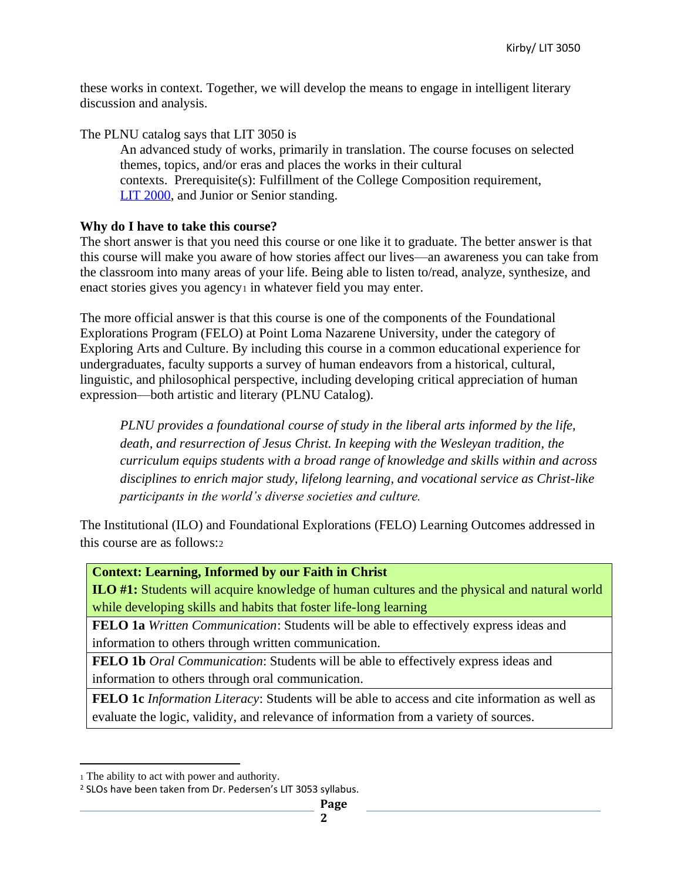these works in context. Together, we will develop the means to engage in intelligent literary discussion and analysis.

The PLNU catalog says that LIT 3050 is

> An advanced study of works, primarily in translation. The course focuses on selected themes, topics, and/or eras and places the works in their cultural contexts. Prerequisite(s): Fulfillment of the College Composition requirement, LIT 2000, and Junior or Senior standing.

**Why do I have to take this course?**

The short answer is that you need this course or one like it to graduate. The better answer is that this course will make you aware of how stories affect our lives—an awareness you can take from the classroom into many areas of your life. Being able to listen to/read, analyze, synthesize, and enact stories gives you agency[1] in whatever field you may enter.

The more official answer is that this course is one of the components of the Foundational Explorations Program (FELO) at Point Loma Nazarene University, under the category of Exploring Arts and Culture. By including this course in a common educational experience for undergraduates, faculty supports a survey of human endeavors from a historical, cultural, linguistic, and philosophical perspective, including developing critical appreciation of human expression—both artistic and literary (PLNU Catalog).

> *PLNU provides a foundational course of study in the liberal arts informed by the life, death, and resurrection of Jesus Christ. In keeping with the Wesleyan tradition, the curriculum equips students with a broad range of knowledge and skills within and across disciplines to enrich major study, lifelong learning, and vocational service as Christ-like participants in the world's diverse societies and culture.*

The Institutional (ILO) and Foundational Explorations (FELO) Learning Outcomes addressed in this course are as follows:[2]

| **Context: Learning, Informed by our Faith in Christ** <br> **ILO #1:** Students will acquire knowledge of human cultures and the physical and natural world while developing skills and habits that foster life-long learning |
|---|
| **FELO 1a** *Written Communication*: Students will be able to effectively express ideas and information to others through written communication. |
| **FELO 1b** *Oral Communication*: Students will be able to effectively express ideas and information to others through oral communication. |
| **FELO 1c** *Information Literacy*: Students will be able to access and cite information as well as evaluate the logic, validity, and relevance of information from a variety of sources. |

---

[1] The ability to act with power and authority.

[2] SLOs have been taken from Dr. Pedersen's LIT 3053 syllabus.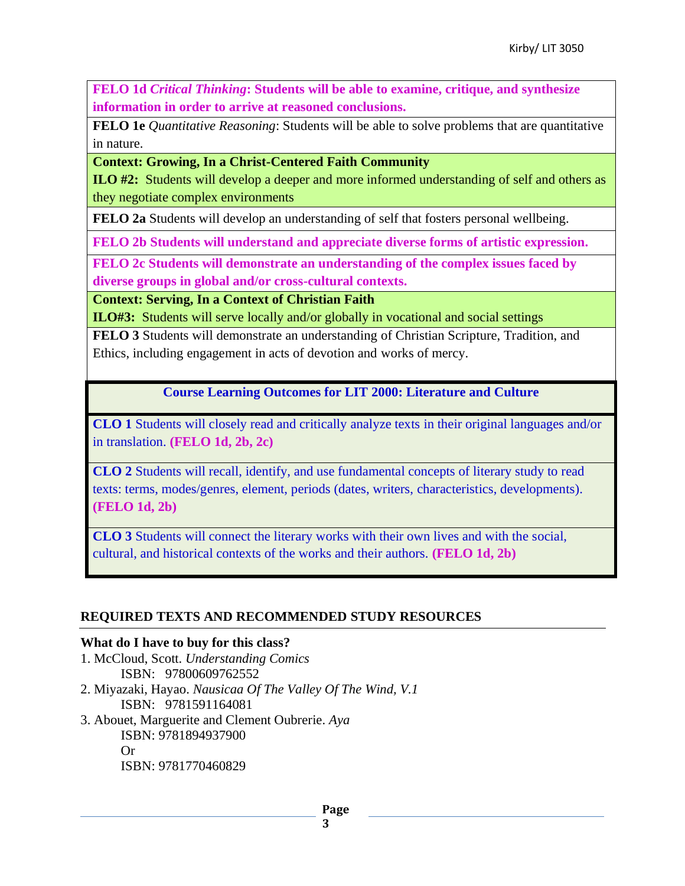| |
|---|
| **FELO 1d** ***Critical Thinking*****: Students will be able to examine, critique, and synthesize information in order to arrive at reasoned conclusions.** |
| **FELO 1e** *Quantitative Reasoning*: Students will be able to solve problems that are quantitative in nature. |
| **Context: Growing, In a Christ-Centered Faith Community**<br>**ILO #2:** Students will develop a deeper and more informed understanding of self and others as they negotiate complex environments |
| **FELO 2a** Students will develop an understanding of self that fosters personal wellbeing. |
| **FELO 2b Students will understand and appreciate diverse forms of artistic expression.** |
| **FELO 2c Students will demonstrate an understanding of the complex issues faced by diverse groups in global and/or cross-cultural contexts.** |
| **Context: Serving, In a Context of Christian Faith**<br>**ILO#3:** Students will serve locally and/or globally in vocational and social settings |
| **FELO 3** Students will demonstrate an understanding of Christian Scripture, Tradition, and Ethics, including engagement in acts of devotion and works of mercy. |

| **Course Learning Outcomes for LIT 2000: Literature and Culture** |
|---|
| **CLO 1** Students will closely read and critically analyze texts in their original languages and/or in translation. **(FELO 1d, 2b, 2c)** |
| **CLO 2** Students will recall, identify, and use fundamental concepts of literary study to read texts: terms, modes/genres, element, periods (dates, writers, characteristics, developments). **(FELO 1d, 2b)** |
| **CLO 3** Students will connect the literary works with their own lives and with the social, cultural, and historical contexts of the works and their authors. **(FELO 1d, 2b)** |

## REQUIRED TEXTS AND RECOMMENDED STUDY RESOURCES

**What do I have to buy for this class?**

1. McCloud, Scott. *Understanding Comics*
   ISBN: 97800609762552
2. Miyazaki, Hayao. *Nausicaa Of The Valley Of The Wind, V.1*
   ISBN: 9781591164081
3. Abouet, Marguerite and Clement Oubrerie. *Aya*
   ISBN: 9781894937900
   Or
   ISBN: 9781770460829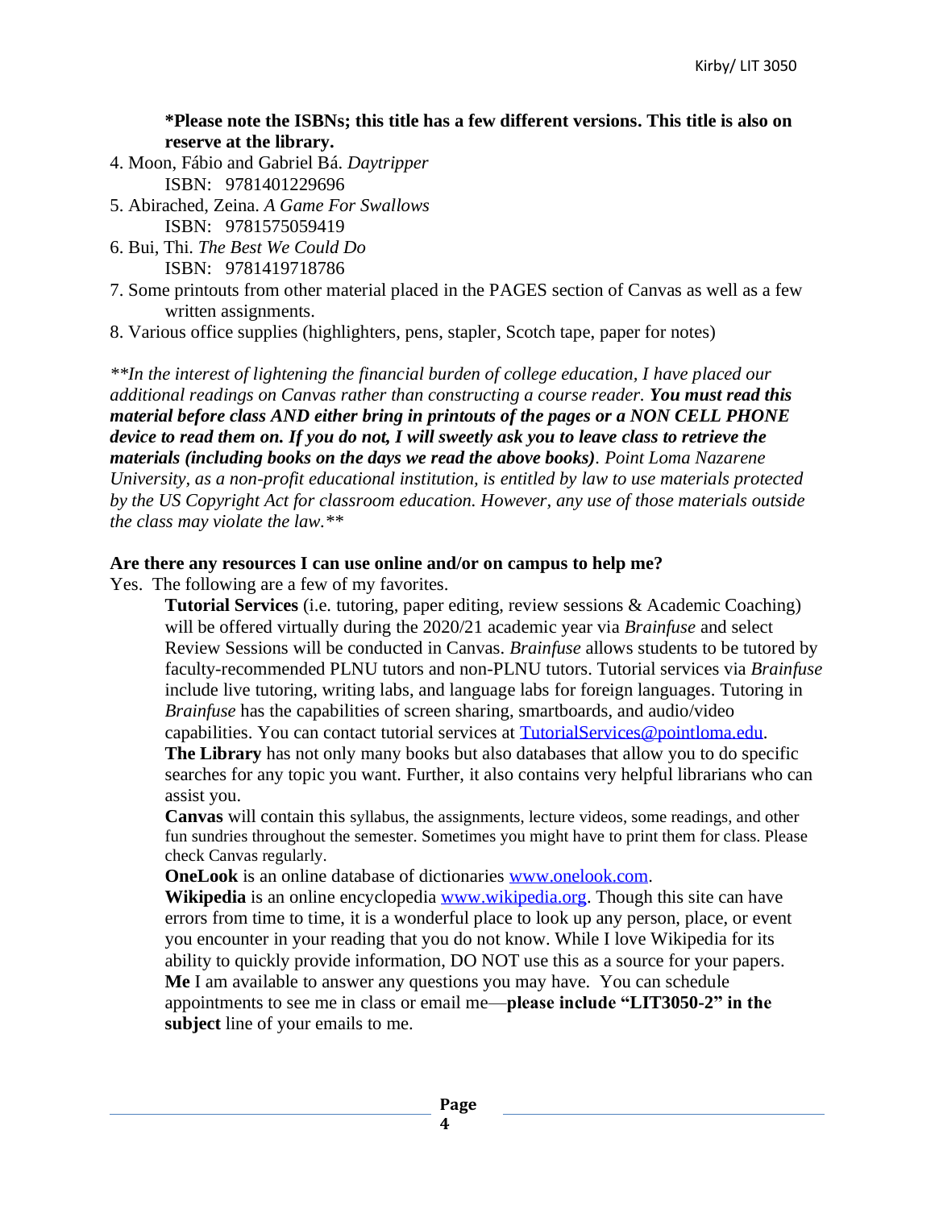**\*Please note the ISBNs; this title has a few different versions. This title is also on reserve at the library.**

4. Moon, Fábio and Gabriel Bá. *Daytripper*
   ISBN: 9781401229696
5. Abirached, Zeina. *A Game For Swallows*
   ISBN: 9781575059419
6. Bui, Thi. *The Best We Could Do*
   ISBN: 9781419718786
7. Some printouts from other material placed in the PAGES section of Canvas as well as a few written assignments.
8. Various office supplies (highlighters, pens, stapler, Scotch tape, paper for notes)

*\*\*In the interest of lightening the financial burden of college education, I have placed our additional readings on Canvas rather than constructing a course reader.* ***You must read this material before class AND either bring in printouts of the pages or a NON CELL PHONE device to read them on. If you do not, I will sweetly ask you to leave class to retrieve the materials (including books on the days we read the above books)****. Point Loma Nazarene University, as a non-profit educational institution, is entitled by law to use materials protected by the US Copyright Act for classroom education. However, any use of those materials outside the class may violate the law.\*\**

**Are there any resources I can use online and/or on campus to help me?**

Yes. The following are a few of my favorites.

**Tutorial Services** (i.e. tutoring, paper editing, review sessions & Academic Coaching) will be offered virtually during the 2020/21 academic year via *Brainfuse* and select Review Sessions will be conducted in Canvas. *Brainfuse* allows students to be tutored by faculty-recommended PLNU tutors and non-PLNU tutors. Tutorial services via *Brainfuse* include live tutoring, writing labs, and language labs for foreign languages. Tutoring in *Brainfuse* has the capabilities of screen sharing, smartboards, and audio/video capabilities. You can contact tutorial services at TutorialServices@pointloma.edu.

**The Library** has not only many books but also databases that allow you to do specific searches for any topic you want. Further, it also contains very helpful librarians who can assist you.

**Canvas** will contain this syllabus, the assignments, lecture videos, some readings, and other fun sundries throughout the semester. Sometimes you might have to print them for class. Please check Canvas regularly.

**OneLook** is an online database of dictionaries www.onelook.com.

**Wikipedia** is an online encyclopedia www.wikipedia.org. Though this site can have errors from time to time, it is a wonderful place to look up any person, place, or event you encounter in your reading that you do not know. While I love Wikipedia for its ability to quickly provide information, DO NOT use this as a source for your papers.

**Me** I am available to answer any questions you may have. You can schedule appointments to see me in class or email me—**please include "LIT3050-2" in the subject** line of your emails to me.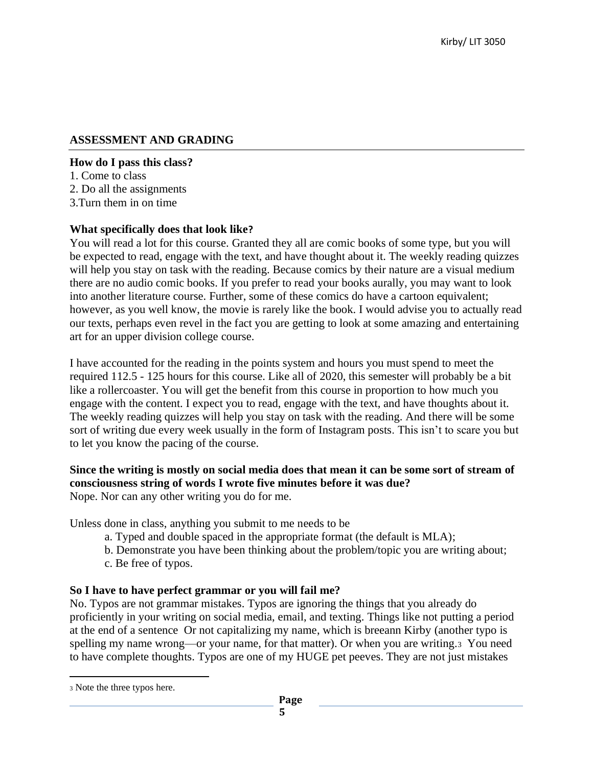## ASSESSMENT AND GRADING

**How do I pass this class?**

1. Come to class
2. Do all the assignments
3.Turn them in on time

**What specifically does that look like?**

You will read a lot for this course. Granted they all are comic books of some type, but you will be expected to read, engage with the text, and have thought about it. The weekly reading quizzes will help you stay on task with the reading. Because comics by their nature are a visual medium there are no audio comic books. If you prefer to read your books aurally, you may want to look into another literature course. Further, some of these comics do have a cartoon equivalent; however, as you well know, the movie is rarely like the book. I would advise you to actually read our texts, perhaps even revel in the fact you are getting to look at some amazing and entertaining art for an upper division college course.

I have accounted for the reading in the points system and hours you must spend to meet the required 112.5 - 125 hours for this course. Like all of 2020, this semester will probably be a bit like a rollercoaster. You will get the benefit from this course in proportion to how much you engage with the content. I expect you to read, engage with the text, and have thoughts about it. The weekly reading quizzes will help you stay on task with the reading. And there will be some sort of writing due every week usually in the form of Instagram posts. This isn't to scare you but to let you know the pacing of the course.

**Since the writing is mostly on social media does that mean it can be some sort of stream of consciousness string of words I wrote five minutes before it was due?**

Nope. Nor can any other writing you do for me.

Unless done in class, anything you submit to me needs to be

a. Typed and double spaced in the appropriate format (the default is MLA);
b. Demonstrate you have been thinking about the problem/topic you are writing about;
c. Be free of typos.

**So I have to have perfect grammar or you will fail me?**

No. Typos are not grammar mistakes. Typos are ignoring the things that you already do proficiently in your writing on social media, email, and texting. Things like not putting a period at the end of a sentence  Or not capitalizing my name, which is breeann Kirby (another typo is spelling my name wrong—or your name, for that matter). Or when you are writing.[3] You need to have complete thoughts. Typos are one of my HUGE pet peeves. They are not just mistakes

[3] Note the three typos here.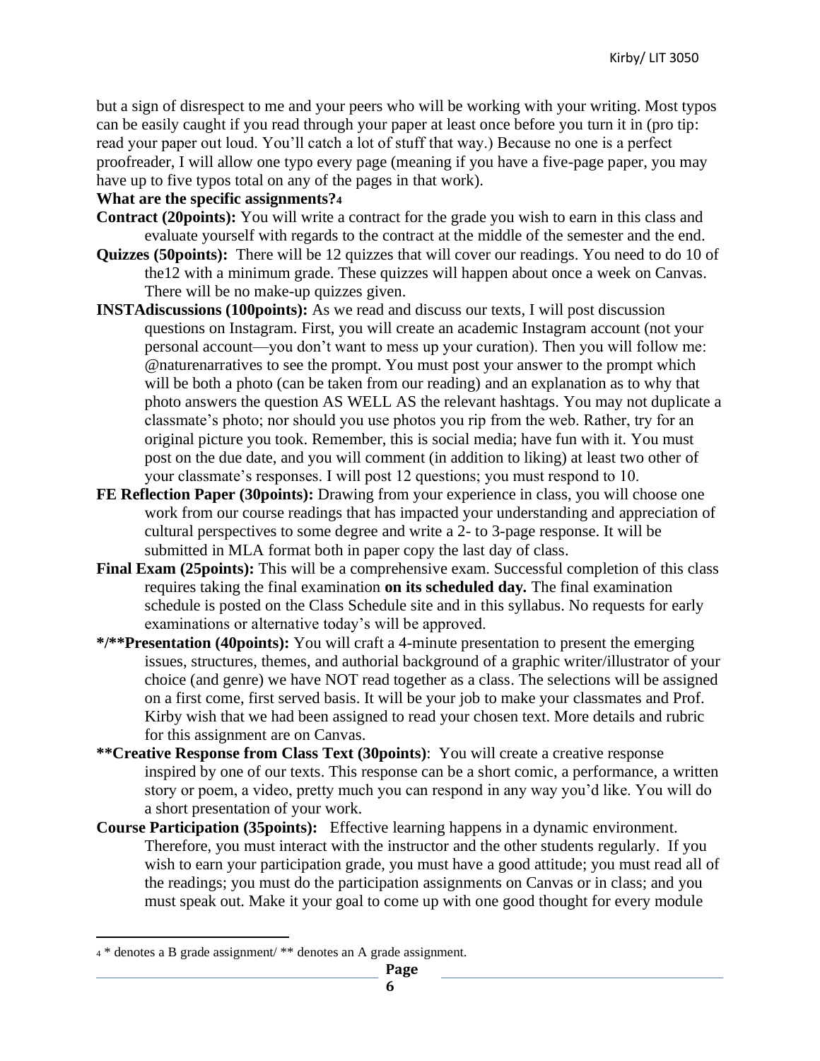but a sign of disrespect to me and your peers who will be working with your writing. Most typos can be easily caught if you read through your paper at least once before you turn it in (pro tip: read your paper out loud. You'll catch a lot of stuff that way.) Because no one is a perfect proofreader, I will allow one typo every page (meaning if you have a five-page paper, you may have up to five typos total on any of the pages in that work).

**What are the specific assignments?**[4]

**Contract (20points):** You will write a contract for the grade you wish to earn in this class and evaluate yourself with regards to the contract at the middle of the semester and the end.

**Quizzes (50points):** There will be 12 quizzes that will cover our readings. You need to do 10 of the12 with a minimum grade. These quizzes will happen about once a week on Canvas. There will be no make-up quizzes given.

**INSTAdiscussions (100points):** As we read and discuss our texts, I will post discussion questions on Instagram. First, you will create an academic Instagram account (not your personal account—you don't want to mess up your curation). Then you will follow me: @naturenarratives to see the prompt. You must post your answer to the prompt which will be both a photo (can be taken from our reading) and an explanation as to why that photo answers the question AS WELL AS the relevant hashtags. You may not duplicate a classmate's photo; nor should you use photos you rip from the web. Rather, try for an original picture you took. Remember, this is social media; have fun with it. You must post on the due date, and you will comment (in addition to liking) at least two other of your classmate's responses. I will post 12 questions; you must respond to 10.

**FE Reflection Paper (30points):** Drawing from your experience in class, you will choose one work from our course readings that has impacted your understanding and appreciation of cultural perspectives to some degree and write a 2- to 3-page response. It will be submitted in MLA format both in paper copy the last day of class.

**Final Exam (25points):** This will be a comprehensive exam. Successful completion of this class requires taking the final examination **on its scheduled day.** The final examination schedule is posted on the Class Schedule site and in this syllabus. No requests for early examinations or alternative today's will be approved.

***/**Presentation (40points):** You will craft a 4-minute presentation to present the emerging issues, structures, themes, and authorial background of a graphic writer/illustrator of your choice (and genre) we have NOT read together as a class. The selections will be assigned on a first come, first served basis. It will be your job to make your classmates and Prof. Kirby wish that we had been assigned to read your chosen text. More details and rubric for this assignment are on Canvas.

****Creative Response from Class Text (30points)**: You will create a creative response inspired by one of our texts. This response can be a short comic, a performance, a written story or poem, a video, pretty much you can respond in any way you'd like. You will do a short presentation of your work.

**Course Participation (35points):** Effective learning happens in a dynamic environment. Therefore, you must interact with the instructor and the other students regularly. If you wish to earn your participation grade, you must have a good attitude; you must read all of the readings; you must do the participation assignments on Canvas or in class; and you must speak out. Make it your goal to come up with one good thought for every module

---

[4] * denotes a B grade assignment/ ** denotes an A grade assignment.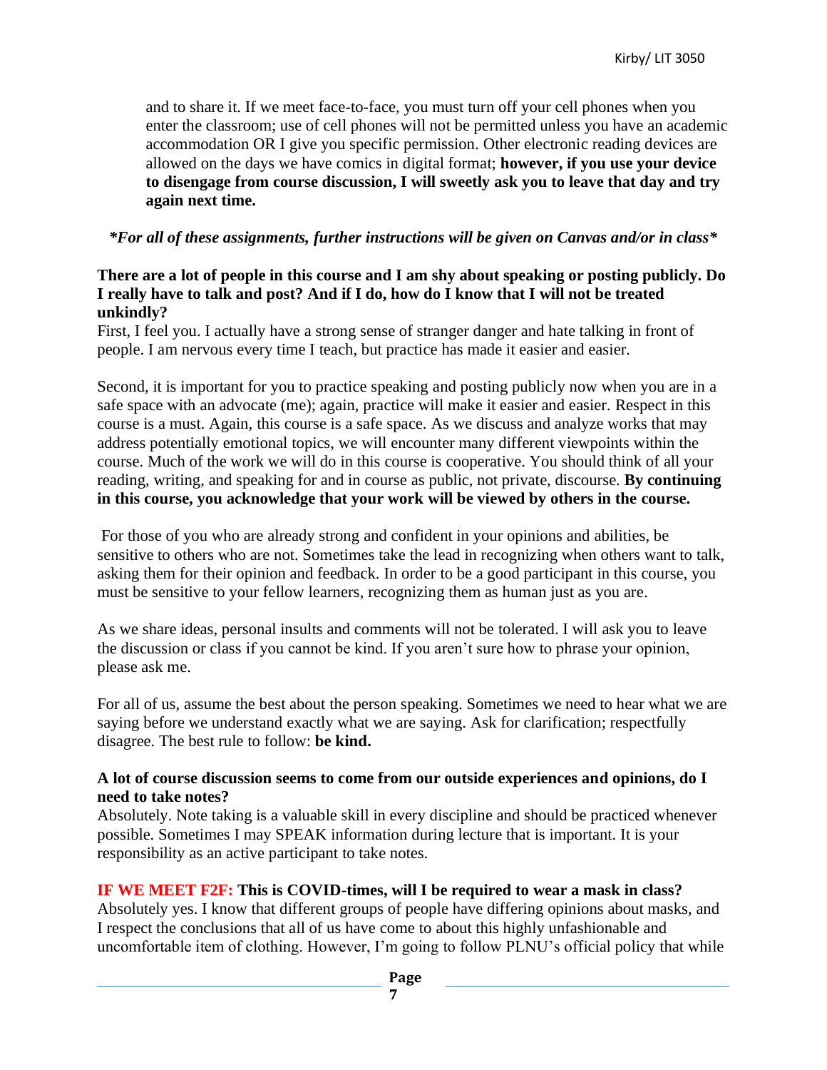and to share it. If we meet face-to-face, you must turn off your cell phones when you enter the classroom; use of cell phones will not be permitted unless you have an academic accommodation OR I give you specific permission. Other electronic reading devices are allowed on the days we have comics in digital format; **however, if you use your device to disengage from course discussion, I will sweetly ask you to leave that day and try again next time.**

***For all of these assignments, further instructions will be given on Canvas and/or in class***

**There are a lot of people in this course and I am shy about speaking or posting publicly. Do I really have to talk and post? And if I do, how do I know that I will not be treated unkindly?**

First, I feel you. I actually have a strong sense of stranger danger and hate talking in front of people. I am nervous every time I teach, but practice has made it easier and easier.

Second, it is important for you to practice speaking and posting publicly now when you are in a safe space with an advocate (me); again, practice will make it easier and easier. Respect in this course is a must. Again, this course is a safe space. As we discuss and analyze works that may address potentially emotional topics, we will encounter many different viewpoints within the course. Much of the work we will do in this course is cooperative. You should think of all your reading, writing, and speaking for and in course as public, not private, discourse. **By continuing in this course, you acknowledge that your work will be viewed by others in the course.**

For those of you who are already strong and confident in your opinions and abilities, be sensitive to others who are not. Sometimes take the lead in recognizing when others want to talk, asking them for their opinion and feedback. In order to be a good participant in this course, you must be sensitive to your fellow learners, recognizing them as human just as you are.

As we share ideas, personal insults and comments will not be tolerated. I will ask you to leave the discussion or class if you cannot be kind. If you aren't sure how to phrase your opinion, please ask me.

For all of us, assume the best about the person speaking. Sometimes we need to hear what we are saying before we understand exactly what we are saying. Ask for clarification; respectfully disagree. The best rule to follow: **be kind.**

**A lot of course discussion seems to come from our outside experiences and opinions, do I need to take notes?**

Absolutely. Note taking is a valuable skill in every discipline and should be practiced whenever possible. Sometimes I may SPEAK information during lecture that is important. It is your responsibility as an active participant to take notes.

**IF WE MEET F2F: This is COVID-times, will I be required to wear a mask in class?**

Absolutely yes. I know that different groups of people have differing opinions about masks, and I respect the conclusions that all of us have come to about this highly unfashionable and uncomfortable item of clothing. However, I'm going to follow PLNU's official policy that while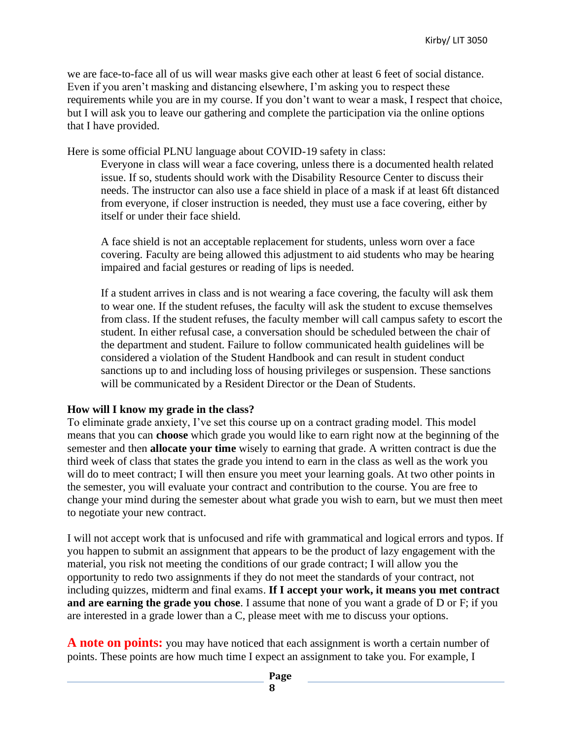we are face-to-face all of us will wear masks give each other at least 6 feet of social distance. Even if you aren't masking and distancing elsewhere, I'm asking you to respect these requirements while you are in my course. If you don't want to wear a mask, I respect that choice, but I will ask you to leave our gathering and complete the participation via the online options that I have provided.

Here is some official PLNU language about COVID-19 safety in class:

> Everyone in class will wear a face covering, unless there is a documented health related issue. If so, students should work with the Disability Resource Center to discuss their needs. The instructor can also use a face shield in place of a mask if at least 6ft distanced from everyone, if closer instruction is needed, they must use a face covering, either by itself or under their face shield.
>
> A face shield is not an acceptable replacement for students, unless worn over a face covering. Faculty are being allowed this adjustment to aid students who may be hearing impaired and facial gestures or reading of lips is needed.
>
> If a student arrives in class and is not wearing a face covering, the faculty will ask them to wear one. If the student refuses, the faculty will ask the student to excuse themselves from class. If the student refuses, the faculty member will call campus safety to escort the student. In either refusal case, a conversation should be scheduled between the chair of the department and student. Failure to follow communicated health guidelines will be considered a violation of the Student Handbook and can result in student conduct sanctions up to and including loss of housing privileges or suspension. These sanctions will be communicated by a Resident Director or the Dean of Students.

**How will I know my grade in the class?**

To eliminate grade anxiety, I've set this course up on a contract grading model. This model means that you can **choose** which grade you would like to earn right now at the beginning of the semester and then **allocate your time** wisely to earning that grade. A written contract is due the third week of class that states the grade you intend to earn in the class as well as the work you will do to meet contract; I will then ensure you meet your learning goals. At two other points in the semester, you will evaluate your contract and contribution to the course. You are free to change your mind during the semester about what grade you wish to earn, but we must then meet to negotiate your new contract.

I will not accept work that is unfocused and rife with grammatical and logical errors and typos. If you happen to submit an assignment that appears to be the product of lazy engagement with the material, you risk not meeting the conditions of our grade contract; I will allow you the opportunity to redo two assignments if they do not meet the standards of your contract, not including quizzes, midterm and final exams. **If I accept your work, it means you met contract and are earning the grade you chose**. I assume that none of you want a grade of D or F; if you are interested in a grade lower than a C, please meet with me to discuss your options.

**A note on points:** you may have noticed that each assignment is worth a certain number of points. These points are how much time I expect an assignment to take you. For example, I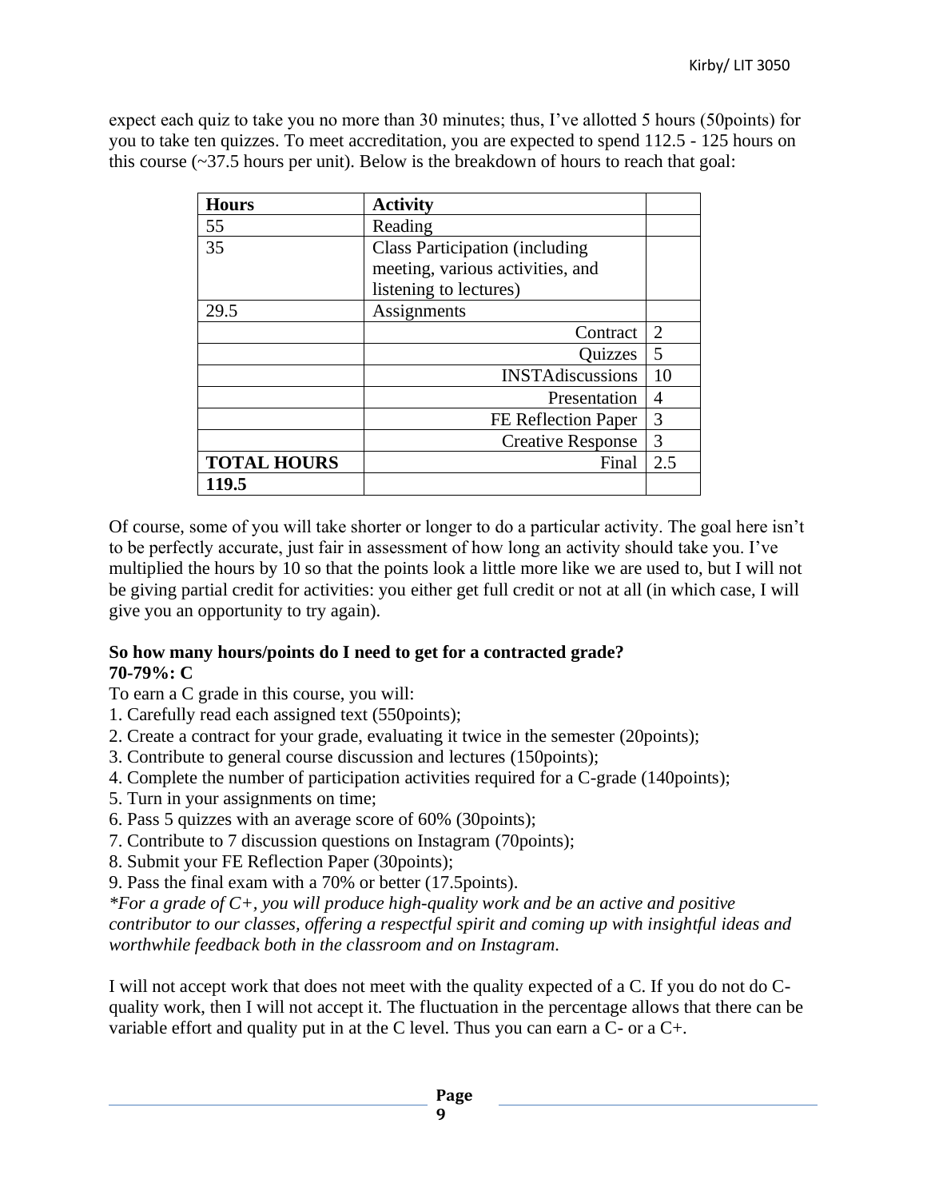expect each quiz to take you no more than 30 minutes; thus, I've allotted 5 hours (50points) for you to take ten quizzes. To meet accreditation, you are expected to spend 112.5 - 125 hours on this course (~37.5 hours per unit). Below is the breakdown of hours to reach that goal:

| Hours | Activity | |
|---|---|---|
| 55 | Reading | |
| 35 | Class Participation (including meeting, various activities, and listening to lectures) | |
| 29.5 | Assignments | |
| | Contract | 2 |
| | Quizzes | 5 |
| | INSTAdiscussions | 10 |
| | Presentation | 4 |
| | FE Reflection Paper | 3 |
| | Creative Response | 3 |
| **TOTAL HOURS** | Final | 2.5 |
| **119.5** | | |

Of course, some of you will take shorter or longer to do a particular activity. The goal here isn't to be perfectly accurate, just fair in assessment of how long an activity should take you. I've multiplied the hours by 10 so that the points look a little more like we are used to, but I will not be giving partial credit for activities: you either get full credit or not at all (in which case, I will give you an opportunity to try again).

**So how many hours/points do I need to get for a contracted grade?**
**70-79%: C**

To earn a C grade in this course, you will:

1. Carefully read each assigned text (550points);
2. Create a contract for your grade, evaluating it twice in the semester (20points);
3. Contribute to general course discussion and lectures (150points);
4. Complete the number of participation activities required for a C-grade (140points);
5. Turn in your assignments on time;
6. Pass 5 quizzes with an average score of 60% (30points);
7. Contribute to 7 discussion questions on Instagram (70points);
8. Submit your FE Reflection Paper (30points);
9. Pass the final exam with a 70% or better (17.5points).

*\*For a grade of C+, you will produce high-quality work and be an active and positive contributor to our classes, offering a respectful spirit and coming up with insightful ideas and worthwhile feedback both in the classroom and on Instagram.*

I will not accept work that does not meet with the quality expected of a C. If you do not do C-quality work, then I will not accept it. The fluctuation in the percentage allows that there can be variable effort and quality put in at the C level. Thus you can earn a C- or a C+.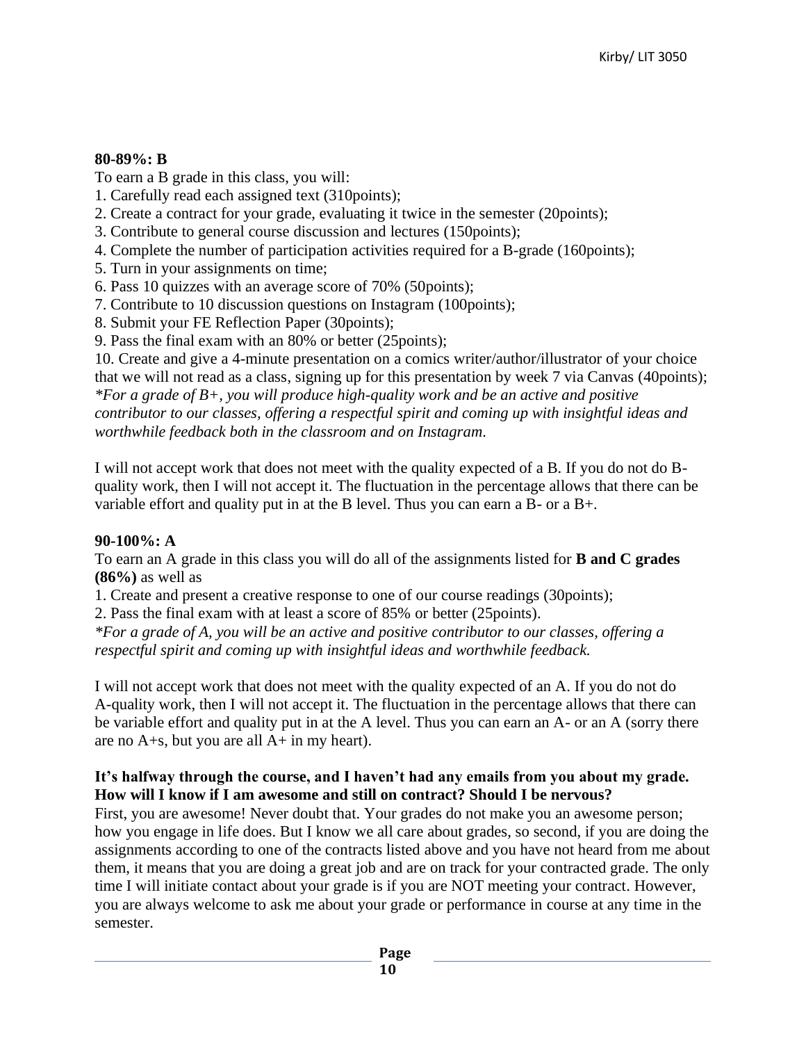**80-89%: B**

To earn a B grade in this class, you will:

1. Carefully read each assigned text (310points);
2. Create a contract for your grade, evaluating it twice in the semester (20points);
3. Contribute to general course discussion and lectures (150points);
4. Complete the number of participation activities required for a B-grade (160points);
5. Turn in your assignments on time;
6. Pass 10 quizzes with an average score of 70% (50points);
7. Contribute to 10 discussion questions on Instagram (100points);
8. Submit your FE Reflection Paper (30points);
9. Pass the final exam with an 80% or better (25points);
10. Create and give a 4-minute presentation on a comics writer/author/illustrator of your choice that we will not read as a class, signing up for this presentation by week 7 via Canvas (40points);

*\*For a grade of B+, you will produce high-quality work and be an active and positive contributor to our classes, offering a respectful spirit and coming up with insightful ideas and worthwhile feedback both in the classroom and on Instagram.*

I will not accept work that does not meet with the quality expected of a B. If you do not do B-quality work, then I will not accept it. The fluctuation in the percentage allows that there can be variable effort and quality put in at the B level. Thus you can earn a B- or a B+.

**90-100%: A**

To earn an A grade in this class you will do all of the assignments listed for **B and C grades (86%)** as well as

1. Create and present a creative response to one of our course readings (30points);
2. Pass the final exam with at least a score of 85% or better (25points).

*\*For a grade of A, you will be an active and positive contributor to our classes, offering a respectful spirit and coming up with insightful ideas and worthwhile feedback.*

I will not accept work that does not meet with the quality expected of an A. If you do not do A-quality work, then I will not accept it. The fluctuation in the percentage allows that there can be variable effort and quality put in at the A level. Thus you can earn an A- or an A (sorry there are no A+s, but you are all A+ in my heart).

**It's halfway through the course, and I haven't had any emails from you about my grade. How will I know if I am awesome and still on contract? Should I be nervous?**

First, you are awesome! Never doubt that. Your grades do not make you an awesome person; how you engage in life does. But I know we all care about grades, so second, if you are doing the assignments according to one of the contracts listed above and you have not heard from me about them, it means that you are doing a great job and are on track for your contracted grade. The only time I will initiate contact about your grade is if you are NOT meeting your contract. However, you are always welcome to ask me about your grade or performance in course at any time in the semester.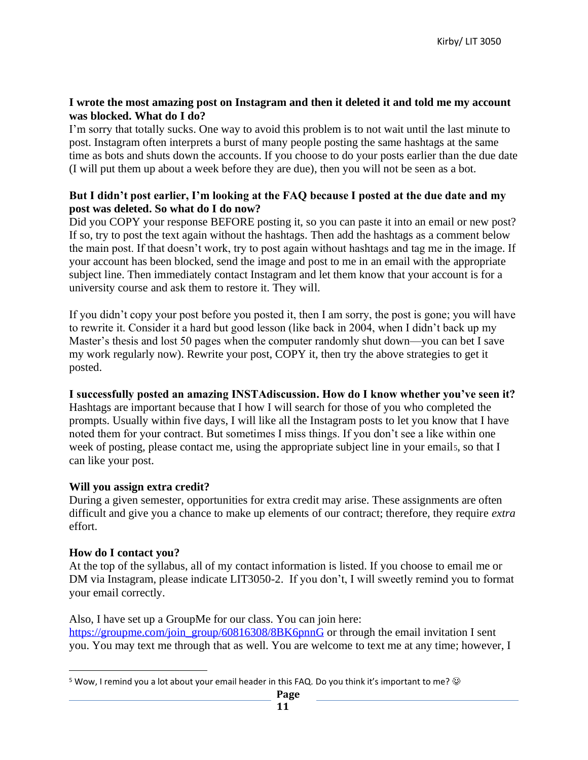**I wrote the most amazing post on Instagram and then it deleted it and told me my account was blocked. What do I do?**
I'm sorry that totally sucks. One way to avoid this problem is to not wait until the last minute to post. Instagram often interprets a burst of many people posting the same hashtags at the same time as bots and shuts down the accounts. If you choose to do your posts earlier than the due date (I will put them up about a week before they are due), then you will not be seen as a bot.

**But I didn't post earlier, I'm looking at the FAQ because I posted at the due date and my post was deleted. So what do I do now?**
Did you COPY your response BEFORE posting it, so you can paste it into an email or new post? If so, try to post the text again without the hashtags. Then add the hashtags as a comment below the main post. If that doesn't work, try to post again without hashtags and tag me in the image. If your account has been blocked, send the image and post to me in an email with the appropriate subject line. Then immediately contact Instagram and let them know that your account is for a university course and ask them to restore it. They will.

If you didn't copy your post before you posted it, then I am sorry, the post is gone; you will have to rewrite it. Consider it a hard but good lesson (like back in 2004, when I didn't back up my Master's thesis and lost 50 pages when the computer randomly shut down—you can bet I save my work regularly now). Rewrite your post, COPY it, then try the above strategies to get it posted.

**I successfully posted an amazing INSTAdiscussion. How do I know whether you've seen it?**
Hashtags are important because that I how I will search for those of you who completed the prompts. Usually within five days, I will like all the Instagram posts to let you know that I have noted them for your contract. But sometimes I miss things. If you don't see a like within one week of posting, please contact me, using the appropriate subject line in your email[5], so that I can like your post.

**Will you assign extra credit?**
During a given semester, opportunities for extra credit may arise. These assignments are often difficult and give you a chance to make up elements of our contract; therefore, they require *extra* effort.

**How do I contact you?**
At the top of the syllabus, all of my contact information is listed. If you choose to email me or DM via Instagram, please indicate LIT3050-2. If you don't, I will sweetly remind you to format your email correctly.

Also, I have set up a GroupMe for our class. You can join here: [https://groupme.com/join_group/60816308/8BK6pnnG](https://groupme.com/join_group/60816308/8BK6pnnG) or through the email invitation I sent you. You may text me through that as well. You are welcome to text me at any time; however, I

---

[5] Wow, I remind you a lot about your email header in this FAQ. Do you think it's important to me? ☺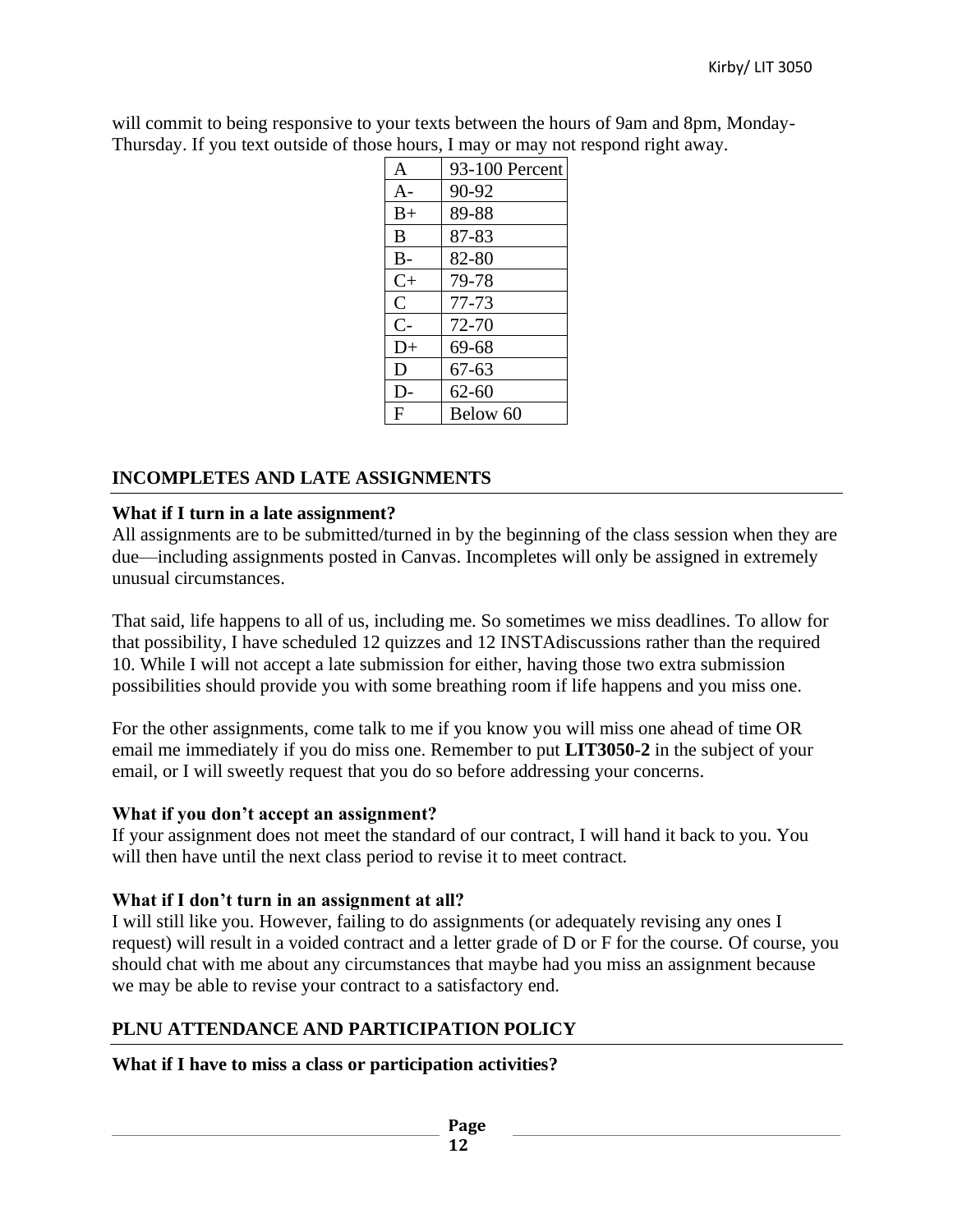will commit to being responsive to your texts between the hours of 9am and 8pm, Monday-Thursday. If you text outside of those hours, I may or may not respond right away.

| A | 93-100 Percent |
|---|---|
| A- | 90-92 |
| B+ | 89-88 |
| B | 87-83 |
| B- | 82-80 |
| C+ | 79-78 |
| C | 77-73 |
| C- | 72-70 |
| D+ | 69-68 |
| D | 67-63 |
| D- | 62-60 |
| F | Below 60 |

## INCOMPLETES AND LATE ASSIGNMENTS

**What if I turn in a late assignment?**

All assignments are to be submitted/turned in by the beginning of the class session when they are due—including assignments posted in Canvas. Incompletes will only be assigned in extremely unusual circumstances.

That said, life happens to all of us, including me. So sometimes we miss deadlines. To allow for that possibility, I have scheduled 12 quizzes and 12 INSTAdiscussions rather than the required 10. While I will not accept a late submission for either, having those two extra submission possibilities should provide you with some breathing room if life happens and you miss one.

For the other assignments, come talk to me if you know you will miss one ahead of time OR email me immediately if you do miss one. Remember to put **LIT3050-2** in the subject of your email, or I will sweetly request that you do so before addressing your concerns.

**What if you don't accept an assignment?**

If your assignment does not meet the standard of our contract, I will hand it back to you. You will then have until the next class period to revise it to meet contract.

**What if I don't turn in an assignment at all?**

I will still like you. However, failing to do assignments (or adequately revising any ones I request) will result in a voided contract and a letter grade of D or F for the course. Of course, you should chat with me about any circumstances that maybe had you miss an assignment because we may be able to revise your contract to a satisfactory end.

## PLNU ATTENDANCE AND PARTICIPATION POLICY

**What if I have to miss a class or participation activities?**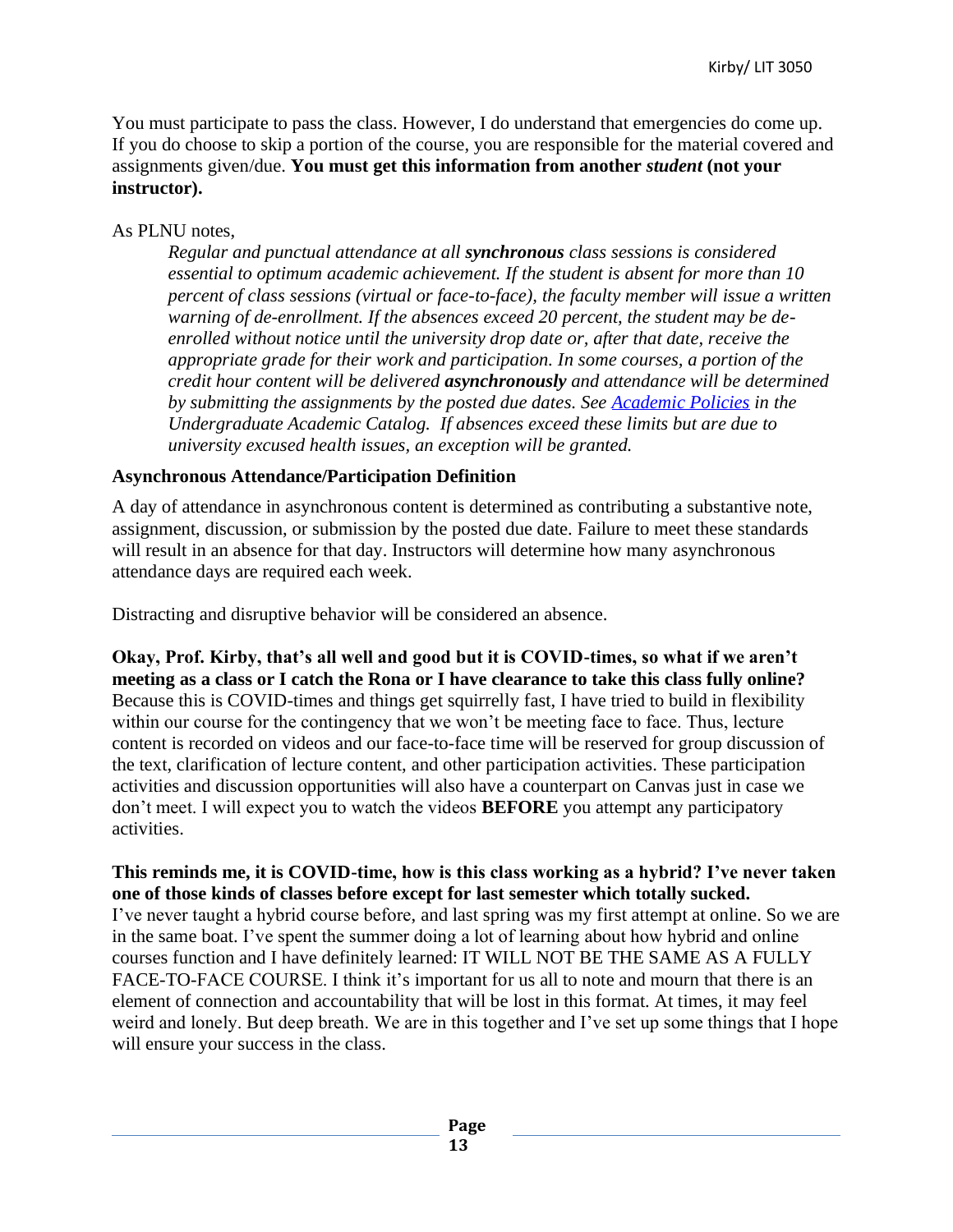You must participate to pass the class. However, I do understand that emergencies do come up. If you do choose to skip a portion of the course, you are responsible for the material covered and assignments given/due. **You must get this information from another *student* (not your instructor).**

As PLNU notes,

> *Regular and punctual attendance at all **synchronous** class sessions is considered essential to optimum academic achievement. If the student is absent for more than 10 percent of class sessions (virtual or face-to-face), the faculty member will issue a written warning of de-enrollment. If the absences exceed 20 percent, the student may be de-enrolled without notice until the university drop date or, after that date, receive the appropriate grade for their work and participation. In some courses, a portion of the credit hour content will be delivered **asynchronously** and attendance will be determined by submitting the assignments by the posted due dates. See [Academic Policies]() in the Undergraduate Academic Catalog. If absences exceed these limits but are due to university excused health issues, an exception will be granted.*

### Asynchronous Attendance/Participation Definition

A day of attendance in asynchronous content is determined as contributing a substantive note, assignment, discussion, or submission by the posted due date. Failure to meet these standards will result in an absence for that day. Instructors will determine how many asynchronous attendance days are required each week.

Distracting and disruptive behavior will be considered an absence.

**Okay, Prof. Kirby, that's all well and good but it is COVID-times, so what if we aren't meeting as a class or I catch the Rona or I have clearance to take this class fully online?**
Because this is COVID-times and things get squirrelly fast, I have tried to build in flexibility within our course for the contingency that we won't be meeting face to face. Thus, lecture content is recorded on videos and our face-to-face time will be reserved for group discussion of the text, clarification of lecture content, and other participation activities. These participation activities and discussion opportunities will also have a counterpart on Canvas just in case we don't meet. I will expect you to watch the videos **BEFORE** you attempt any participatory activities.

**This reminds me, it is COVID-time, how is this class working as a hybrid? I've never taken one of those kinds of classes before except for last semester which totally sucked.**
I've never taught a hybrid course before, and last spring was my first attempt at online. So we are in the same boat. I've spent the summer doing a lot of learning about how hybrid and online courses function and I have definitely learned: IT WILL NOT BE THE SAME AS A FULLY FACE-TO-FACE COURSE. I think it's important for us all to note and mourn that there is an element of connection and accountability that will be lost in this format. At times, it may feel weird and lonely. But deep breath. We are in this together and I've set up some things that I hope will ensure your success in the class.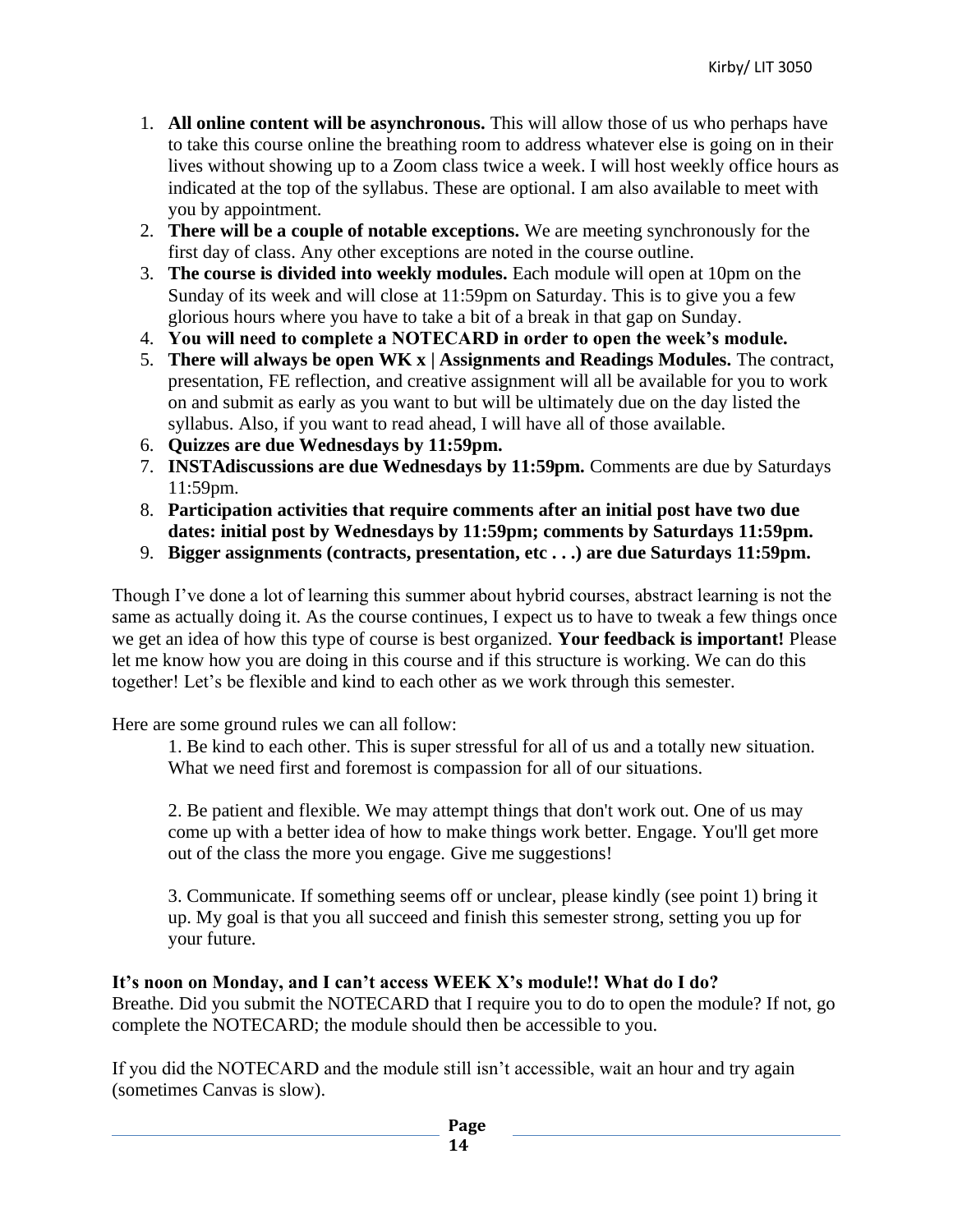1. **All online content will be asynchronous.** This will allow those of us who perhaps have to take this course online the breathing room to address whatever else is going on in their lives without showing up to a Zoom class twice a week. I will host weekly office hours as indicated at the top of the syllabus. These are optional. I am also available to meet with you by appointment.
2. **There will be a couple of notable exceptions.** We are meeting synchronously for the first day of class. Any other exceptions are noted in the course outline.
3. **The course is divided into weekly modules.** Each module will open at 10pm on the Sunday of its week and will close at 11:59pm on Saturday. This is to give you a few glorious hours where you have to take a bit of a break in that gap on Sunday.
4. **You will need to complete a NOTECARD in order to open the week's module.**
5. **There will always be open WK x | Assignments and Readings Modules.** The contract, presentation, FE reflection, and creative assignment will all be available for you to work on and submit as early as you want to but will be ultimately due on the day listed the syllabus. Also, if you want to read ahead, I will have all of those available.
6. **Quizzes are due Wednesdays by 11:59pm.**
7. **INSTAdiscussions are due Wednesdays by 11:59pm.** Comments are due by Saturdays 11:59pm.
8. **Participation activities that require comments after an initial post have two due dates: initial post by Wednesdays by 11:59pm; comments by Saturdays 11:59pm.**
9. **Bigger assignments (contracts, presentation, etc . . .) are due Saturdays 11:59pm.**

Though I've done a lot of learning this summer about hybrid courses, abstract learning is not the same as actually doing it. As the course continues, I expect us to have to tweak a few things once we get an idea of how this type of course is best organized. **Your feedback is important!** Please let me know how you are doing in this course and if this structure is working. We can do this together! Let's be flexible and kind to each other as we work through this semester.

Here are some ground rules we can all follow:

1. Be kind to each other. This is super stressful for all of us and a totally new situation. What we need first and foremost is compassion for all of our situations.

2. Be patient and flexible. We may attempt things that don't work out. One of us may come up with a better idea of how to make things work better. Engage. You'll get more out of the class the more you engage. Give me suggestions!

3. Communicate. If something seems off or unclear, please kindly (see point 1) bring it up. My goal is that you all succeed and finish this semester strong, setting you up for your future.

**It's noon on Monday, and I can't access WEEK X's module!! What do I do?**

Breathe. Did you submit the NOTECARD that I require you to do to open the module? If not, go complete the NOTECARD; the module should then be accessible to you.

If you did the NOTECARD and the module still isn't accessible, wait an hour and try again (sometimes Canvas is slow).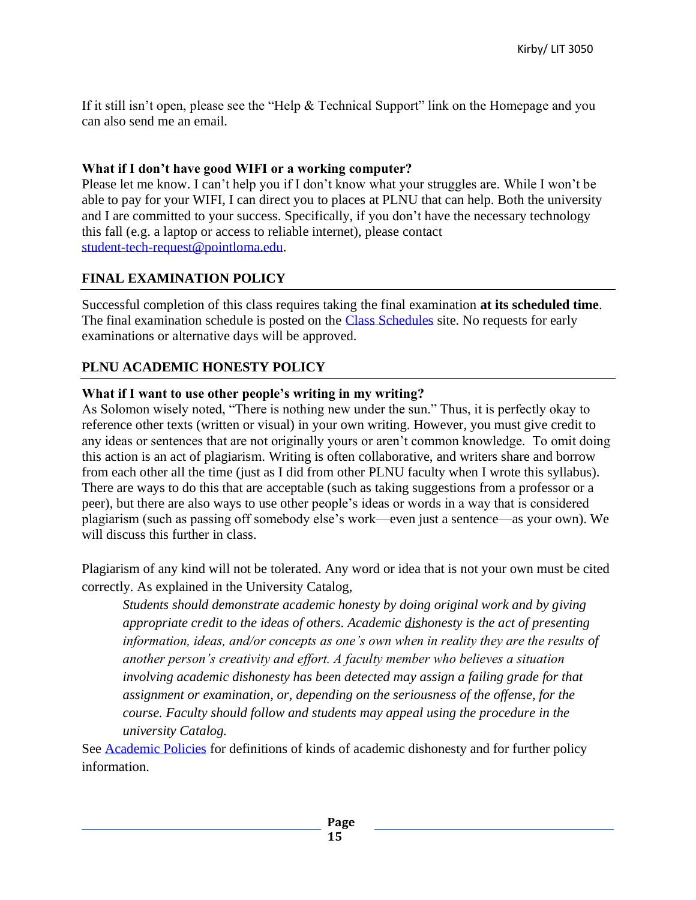If it still isn't open, please see the "Help & Technical Support" link on the Homepage and you can also send me an email.

**What if I don't have good WIFI or a working computer?**
Please let me know. I can't help you if I don't know what your struggles are. While I won't be able to pay for your WIFI, I can direct you to places at PLNU that can help. Both the university and I are committed to your success. Specifically, if you don't have the necessary technology this fall (e.g. a laptop or access to reliable internet), please contact student-tech-request@pointloma.edu.

## FINAL EXAMINATION POLICY

Successful completion of this class requires taking the final examination **at its scheduled time**. The final examination schedule is posted on the Class Schedules site. No requests for early examinations or alternative days will be approved.

## PLNU ACADEMIC HONESTY POLICY

**What if I want to use other people's writing in my writing?**
As Solomon wisely noted, "There is nothing new under the sun." Thus, it is perfectly okay to reference other texts (written or visual) in your own writing. However, you must give credit to any ideas or sentences that are not originally yours or aren't common knowledge. To omit doing this action is an act of plagiarism. Writing is often collaborative, and writers share and borrow from each other all the time (just as I did from other PLNU faculty when I wrote this syllabus). There are ways to do this that are acceptable (such as taking suggestions from a professor or a peer), but there are also ways to use other people's ideas or words in a way that is considered plagiarism (such as passing off somebody else's work—even just a sentence—as your own). We will discuss this further in class.

Plagiarism of any kind will not be tolerated. Any word or idea that is not your own must be cited correctly. As explained in the University Catalog,

> *Students should demonstrate academic honesty by doing original work and by giving appropriate credit to the ideas of others. Academic dishonesty is the act of presenting information, ideas, and/or concepts as one's own when in reality they are the results of another person's creativity and effort. A faculty member who believes a situation involving academic dishonesty has been detected may assign a failing grade for that assignment or examination, or, depending on the seriousness of the offense, for the course. Faculty should follow and students may appeal using the procedure in the university Catalog.*

See Academic Policies for definitions of kinds of academic dishonesty and for further policy information.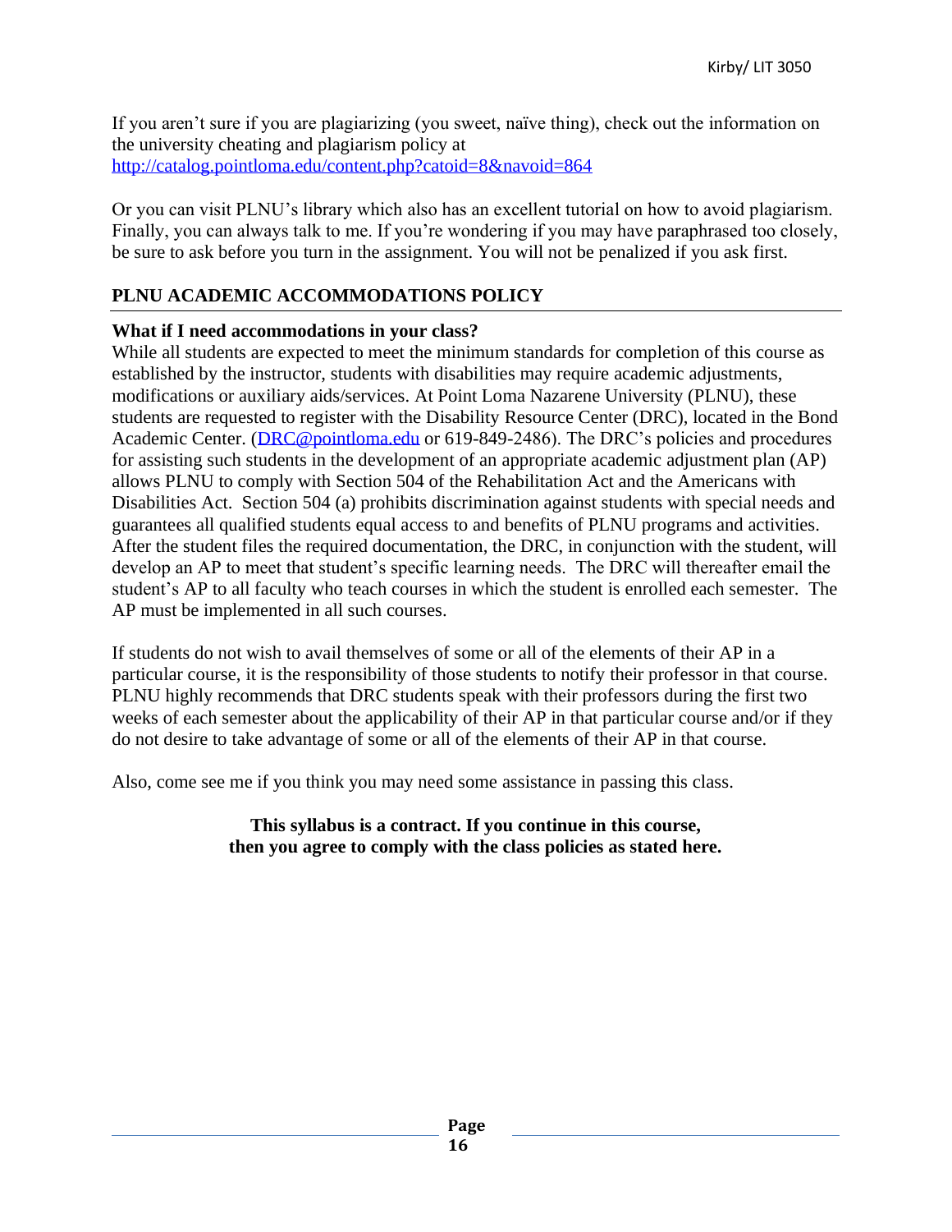If you aren't sure if you are plagiarizing (you sweet, naïve thing), check out the information on the university cheating and plagiarism policy at http://catalog.pointloma.edu/content.php?catoid=8&navoid=864

Or you can visit PLNU's library which also has an excellent tutorial on how to avoid plagiarism. Finally, you can always talk to me. If you're wondering if you may have paraphrased too closely, be sure to ask before you turn in the assignment. You will not be penalized if you ask first.

## PLNU ACADEMIC ACCOMMODATIONS POLICY

**What if I need accommodations in your class?**

While all students are expected to meet the minimum standards for completion of this course as established by the instructor, students with disabilities may require academic adjustments, modifications or auxiliary aids/services. At Point Loma Nazarene University (PLNU), these students are requested to register with the Disability Resource Center (DRC), located in the Bond Academic Center. (DRC@pointloma.edu or 619-849-2486). The DRC's policies and procedures for assisting such students in the development of an appropriate academic adjustment plan (AP) allows PLNU to comply with Section 504 of the Rehabilitation Act and the Americans with Disabilities Act. Section 504 (a) prohibits discrimination against students with special needs and guarantees all qualified students equal access to and benefits of PLNU programs and activities. After the student files the required documentation, the DRC, in conjunction with the student, will develop an AP to meet that student's specific learning needs. The DRC will thereafter email the student's AP to all faculty who teach courses in which the student is enrolled each semester. The AP must be implemented in all such courses.

If students do not wish to avail themselves of some or all of the elements of their AP in a particular course, it is the responsibility of those students to notify their professor in that course. PLNU highly recommends that DRC students speak with their professors during the first two weeks of each semester about the applicability of their AP in that particular course and/or if they do not desire to take advantage of some or all of the elements of their AP in that course.

Also, come see me if you think you may need some assistance in passing this class.

**This syllabus is a contract. If you continue in this course, then you agree to comply with the class policies as stated here.**